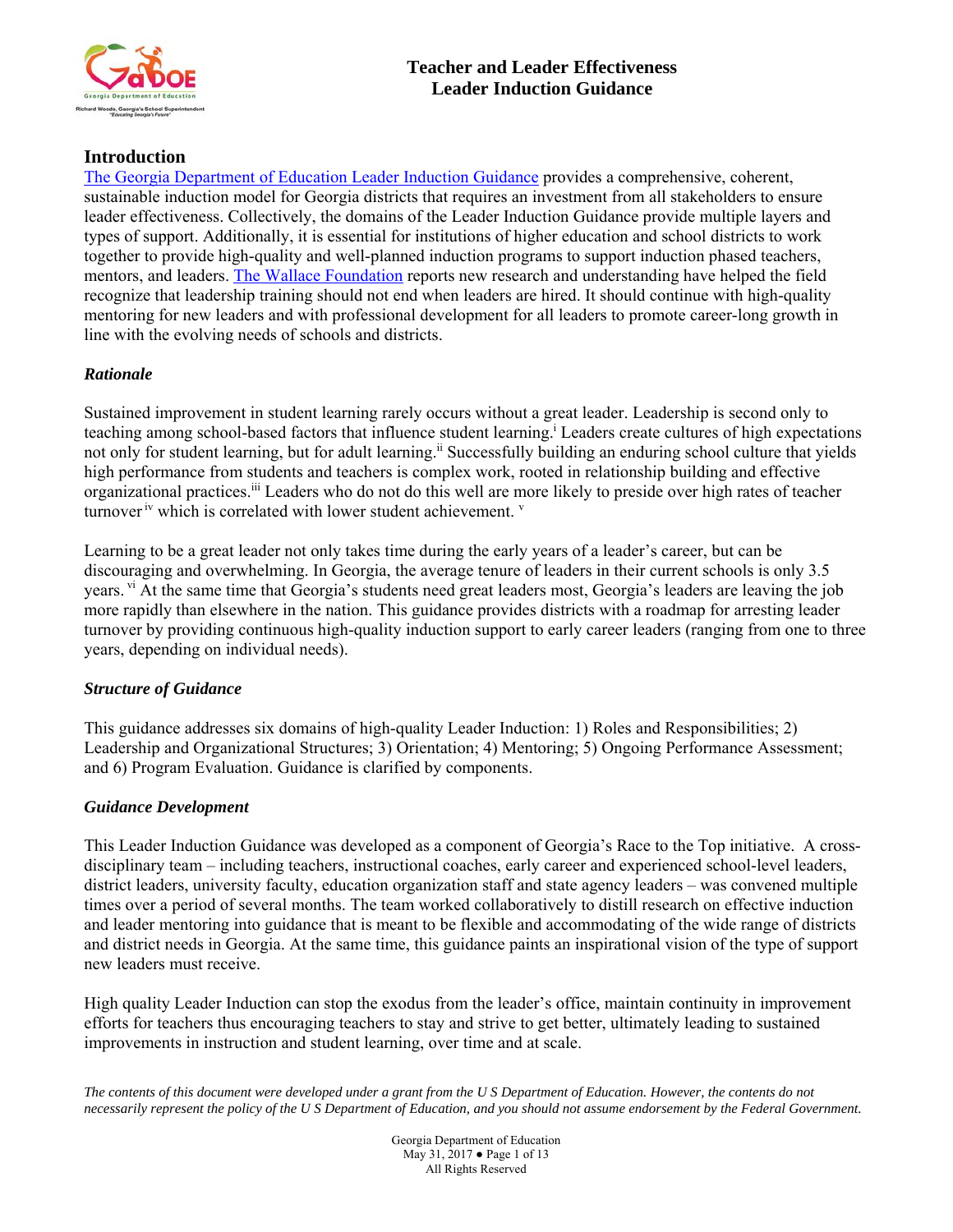# Teacher and Leader Effectiveness
# Leader Induction Guidance

## Introduction

[The Georgia Department of Education Leader Induction Guidance](#) provides a comprehensive, coherent, sustainable induction model for Georgia districts that requires an investment from all stakeholders to ensure leader effectiveness. Collectively, the domains of the Leader Induction Guidance provide multiple layers and types of support. Additionally, it is essential for institutions of higher education and school districts to work together to provide high-quality and well-planned induction programs to support induction phased teachers, mentors, and leaders. [The Wallace Foundation](#) reports new research and understanding have helped the field recognize that leadership training should not end when leaders are hired. It should continue with high-quality mentoring for new leaders and with professional development for all leaders to promote career-long growth in line with the evolving needs of schools and districts.

### *Rationale*

Sustained improvement in student learning rarely occurs without a great leader. Leadership is second only to teaching among school-based factors that influence student learning.[i] Leaders create cultures of high expectations not only for student learning, but for adult learning.[ii] Successfully building an enduring school culture that yields high performance from students and teachers is complex work, rooted in relationship building and effective organizational practices.[iii] Leaders who do not do this well are more likely to preside over high rates of teacher turnover[iv] which is correlated with lower student achievement.[v]

Learning to be a great leader not only takes time during the early years of a leader's career, but can be discouraging and overwhelming. In Georgia, the average tenure of leaders in their current schools is only 3.5 years.[vi] At the same time that Georgia's students need great leaders most, Georgia's leaders are leaving the job more rapidly than elsewhere in the nation. This guidance provides districts with a roadmap for arresting leader turnover by providing continuous high-quality induction support to early career leaders (ranging from one to three years, depending on individual needs).

### *Structure of Guidance*

This guidance addresses six domains of high-quality Leader Induction: 1) Roles and Responsibilities; 2) Leadership and Organizational Structures; 3) Orientation; 4) Mentoring; 5) Ongoing Performance Assessment; and 6) Program Evaluation. Guidance is clarified by components.

### *Guidance Development*

This Leader Induction Guidance was developed as a component of Georgia's Race to the Top initiative. A cross-disciplinary team – including teachers, instructional coaches, early career and experienced school-level leaders, district leaders, university faculty, education organization staff and state agency leaders – was convened multiple times over a period of several months. The team worked collaboratively to distill research on effective induction and leader mentoring into guidance that is meant to be flexible and accommodating of the wide range of districts and district needs in Georgia. At the same time, this guidance paints an inspirational vision of the type of support new leaders must receive.

High quality Leader Induction can stop the exodus from the leader's office, maintain continuity in improvement efforts for teachers thus encouraging teachers to stay and strive to get better, ultimately leading to sustained improvements in instruction and student learning, over time and at scale.

*The contents of this document were developed under a grant from the U S Department of Education. However, the contents do not necessarily represent the policy of the U S Department of Education, and you should not assume endorsement by the Federal Government.*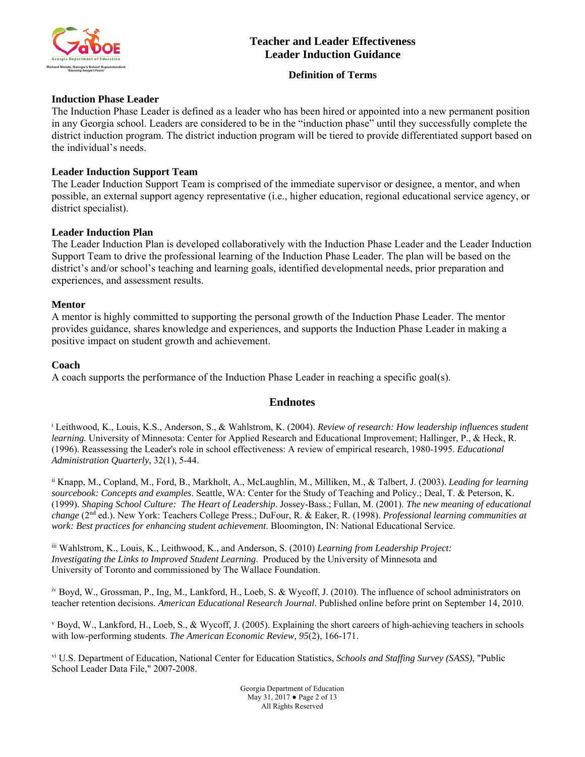## Definition of Terms

**Induction Phase Leader**
The Induction Phase Leader is defined as a leader who has been hired or appointed into a new permanent position in any Georgia school. Leaders are considered to be in the "induction phase" until they successfully complete the district induction program. The district induction program will be tiered to provide differentiated support based on the individual's needs.

**Leader Induction Support Team**
The Leader Induction Support Team is comprised of the immediate supervisor or designee, a mentor, and when possible, an external support agency representative (i.e., higher education, regional educational service agency, or district specialist).

**Leader Induction Plan**
The Leader Induction Plan is developed collaboratively with the Induction Phase Leader and the Leader Induction Support Team to drive the professional learning of the Induction Phase Leader. The plan will be based on the district's and/or school's teaching and learning goals, identified developmental needs, prior preparation and experiences, and assessment results.

**Mentor**
A mentor is highly committed to supporting the personal growth of the Induction Phase Leader. The mentor provides guidance, shares knowledge and experiences, and supports the Induction Phase Leader in making a positive impact on student growth and achievement.

**Coach**
A coach supports the performance of the Induction Phase Leader in reaching a specific goal(s).

## Endnotes

[i] Leithwood, K., Louis, K.S., Anderson, S., & Wahlstrom, K. (2004). *Review of research: How leadership influences student learning.* University of Minnesota: Center for Applied Research and Educational Improvement; Hallinger, P., & Heck, R. (1996). Reassessing the Leader's role in school effectiveness: A review of empirical research, 1980-1995. *Educational Administration Quarterly*, 32(1), 5-44.

[ii] Knapp, M., Copland, M., Ford, B., Markholt, A., McLaughlin, M., Milliken, M., & Talbert, J. (2003). *Leading for learning sourcebook: Concepts and examples*. Seattle, WA: Center for the Study of Teaching and Policy.; Deal, T. & Peterson, K. (1999). *Shaping School Culture: The Heart of Leadership*. Jossey-Bass.; Fullan, M. (2001). *The new meaning of educational change* (2nd ed.). New York: Teachers College Press.; DuFour, R. & Eaker, R. (1998). *Professional learning communities at work: Best practices for enhancing student achievement*. Bloomington, IN: National Educational Service.

[iii] Wahlstrom, K., Louis, K., Leithwood, K., and Anderson, S. (2010) *Learning from Leadership Project: Investigating the Links to Improved Student Learning*. Produced by the University of Minnesota and University of Toronto and commissioned by The Wallace Foundation.

[iv] Boyd, W., Grossman, P., Ing, M., Lankford, H., Loeb, S. & Wycoff, J. (2010). The influence of school administrators on teacher retention decisions. *American Educational Research Journal*. Published online before print on September 14, 2010.

[v] Boyd, W., Lankford, H., Loeb, S., & Wycoff, J. (2005). Explaining the short careers of high-achieving teachers in schools with low-performing students. *The American Economic Review, 95*(2), 166-171.

[vi] U.S. Department of Education, National Center for Education Statistics, *Schools and Staffing Survey (SASS)*, "Public School Leader Data File," 2007-2008.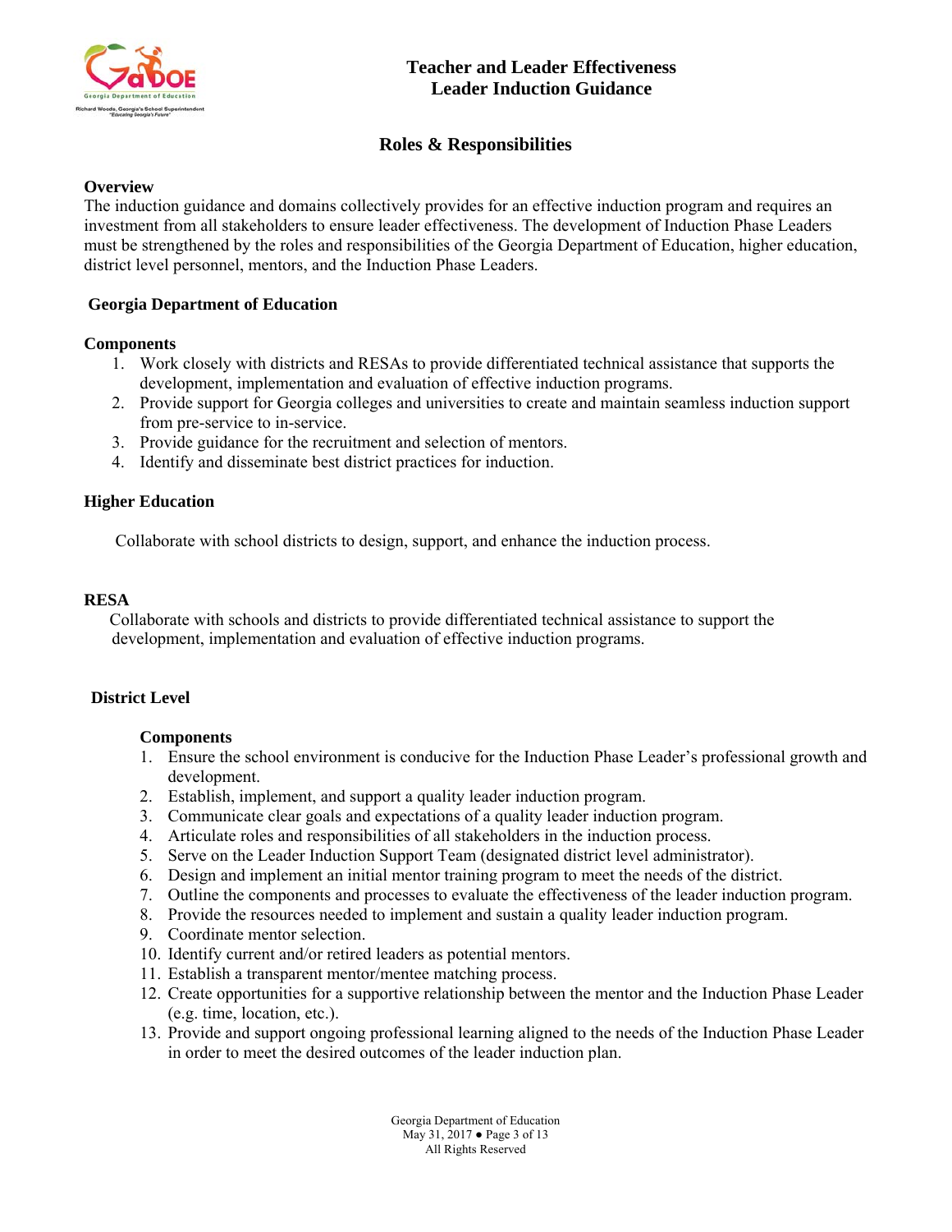# Teacher and Leader Effectiveness
# Leader Induction Guidance

## Roles & Responsibilities

**Overview**

The induction guidance and domains collectively provides for an effective induction program and requires an investment from all stakeholders to ensure leader effectiveness. The development of Induction Phase Leaders must be strengthened by the roles and responsibilities of the Georgia Department of Education, higher education, district level personnel, mentors, and the Induction Phase Leaders.

### Georgia Department of Education

**Components**

1. Work closely with districts and RESAs to provide differentiated technical assistance that supports the development, implementation and evaluation of effective induction programs.
2. Provide support for Georgia colleges and universities to create and maintain seamless induction support from pre-service to in-service.
3. Provide guidance for the recruitment and selection of mentors.
4. Identify and disseminate best district practices for induction.

### Higher Education

Collaborate with school districts to design, support, and enhance the induction process.

### RESA

Collaborate with schools and districts to provide differentiated technical assistance to support the development, implementation and evaluation of effective induction programs.

### District Level

**Components**

1. Ensure the school environment is conducive for the Induction Phase Leader's professional growth and development.
2. Establish, implement, and support a quality leader induction program.
3. Communicate clear goals and expectations of a quality leader induction program.
4. Articulate roles and responsibilities of all stakeholders in the induction process.
5. Serve on the Leader Induction Support Team (designated district level administrator).
6. Design and implement an initial mentor training program to meet the needs of the district.
7. Outline the components and processes to evaluate the effectiveness of the leader induction program.
8. Provide the resources needed to implement and sustain a quality leader induction program.
9. Coordinate mentor selection.
10. Identify current and/or retired leaders as potential mentors.
11. Establish a transparent mentor/mentee matching process.
12. Create opportunities for a supportive relationship between the mentor and the Induction Phase Leader (e.g. time, location, etc.).
13. Provide and support ongoing professional learning aligned to the needs of the Induction Phase Leader in order to meet the desired outcomes of the leader induction plan.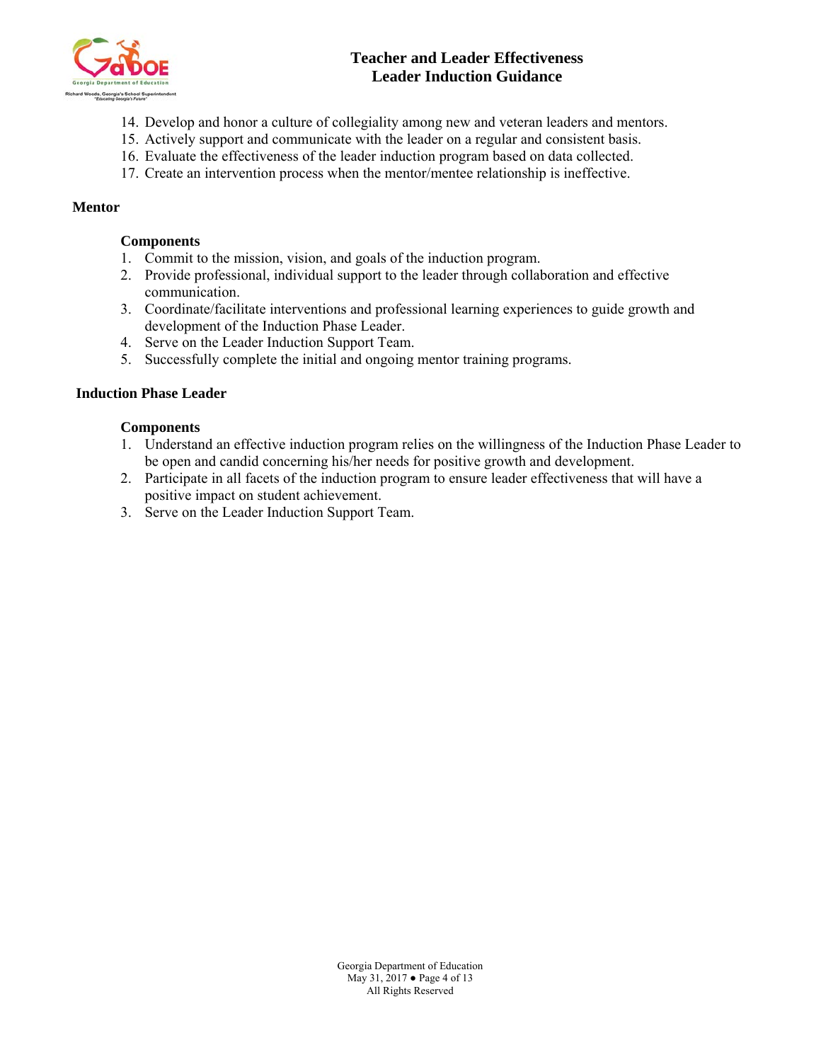14. Develop and honor a culture of collegiality among new and veteran leaders and mentors.
15. Actively support and communicate with the leader on a regular and consistent basis.
16. Evaluate the effectiveness of the leader induction program based on data collected.
17. Create an intervention process when the mentor/mentee relationship is ineffective.

**Mentor**

**Components**

1. Commit to the mission, vision, and goals of the induction program.
2. Provide professional, individual support to the leader through collaboration and effective communication.
3. Coordinate/facilitate interventions and professional learning experiences to guide growth and development of the Induction Phase Leader.
4. Serve on the Leader Induction Support Team.
5. Successfully complete the initial and ongoing mentor training programs.

**Induction Phase Leader**

**Components**

1. Understand an effective induction program relies on the willingness of the Induction Phase Leader to be open and candid concerning his/her needs for positive growth and development.
2. Participate in all facets of the induction program to ensure leader effectiveness that will have a positive impact on student achievement.
3. Serve on the Leader Induction Support Team.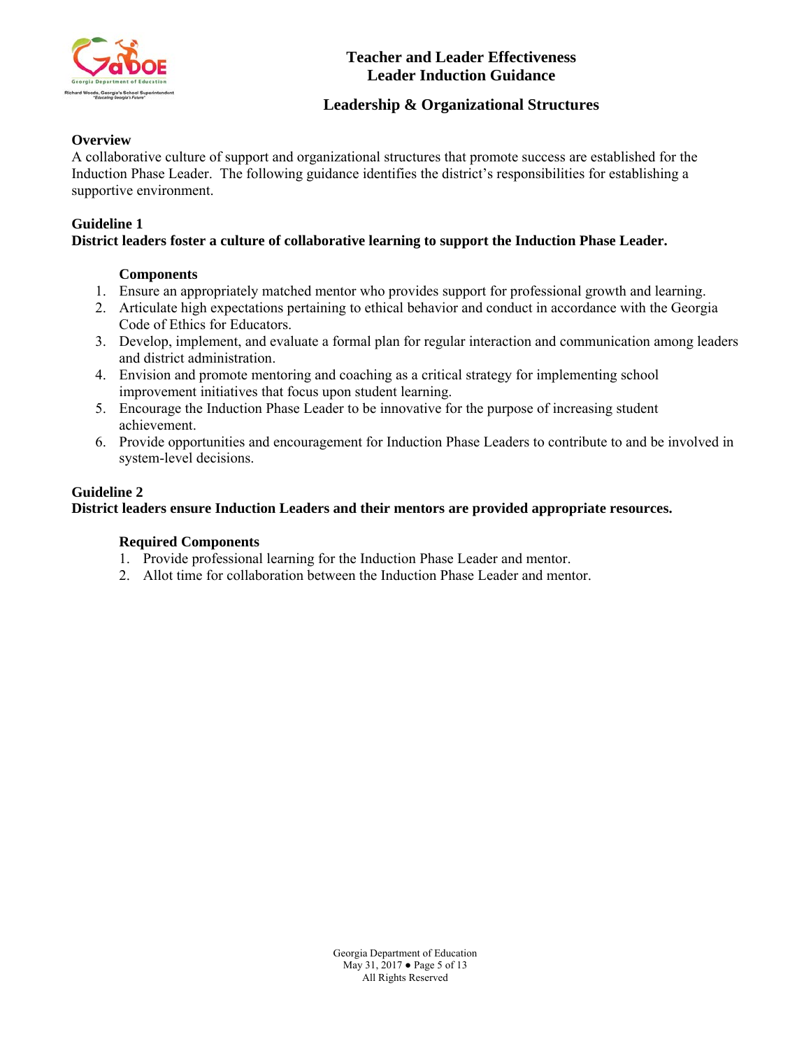# Teacher and Leader Effectiveness
# Leader Induction Guidance

## Leadership & Organizational Structures

**Overview**

A collaborative culture of support and organizational structures that promote success are established for the Induction Phase Leader. The following guidance identifies the district's responsibilities for establishing a supportive environment.

**Guideline 1**

**District leaders foster a culture of collaborative learning to support the Induction Phase Leader.**

**Components**

1. Ensure an appropriately matched mentor who provides support for professional growth and learning.
2. Articulate high expectations pertaining to ethical behavior and conduct in accordance with the Georgia Code of Ethics for Educators.
3. Develop, implement, and evaluate a formal plan for regular interaction and communication among leaders and district administration.
4. Envision and promote mentoring and coaching as a critical strategy for implementing school improvement initiatives that focus upon student learning.
5. Encourage the Induction Phase Leader to be innovative for the purpose of increasing student achievement.
6. Provide opportunities and encouragement for Induction Phase Leaders to contribute to and be involved in system-level decisions.

**Guideline 2**

**District leaders ensure Induction Leaders and their mentors are provided appropriate resources.**

**Required Components**

1. Provide professional learning for the Induction Phase Leader and mentor.
2. Allot time for collaboration between the Induction Phase Leader and mentor.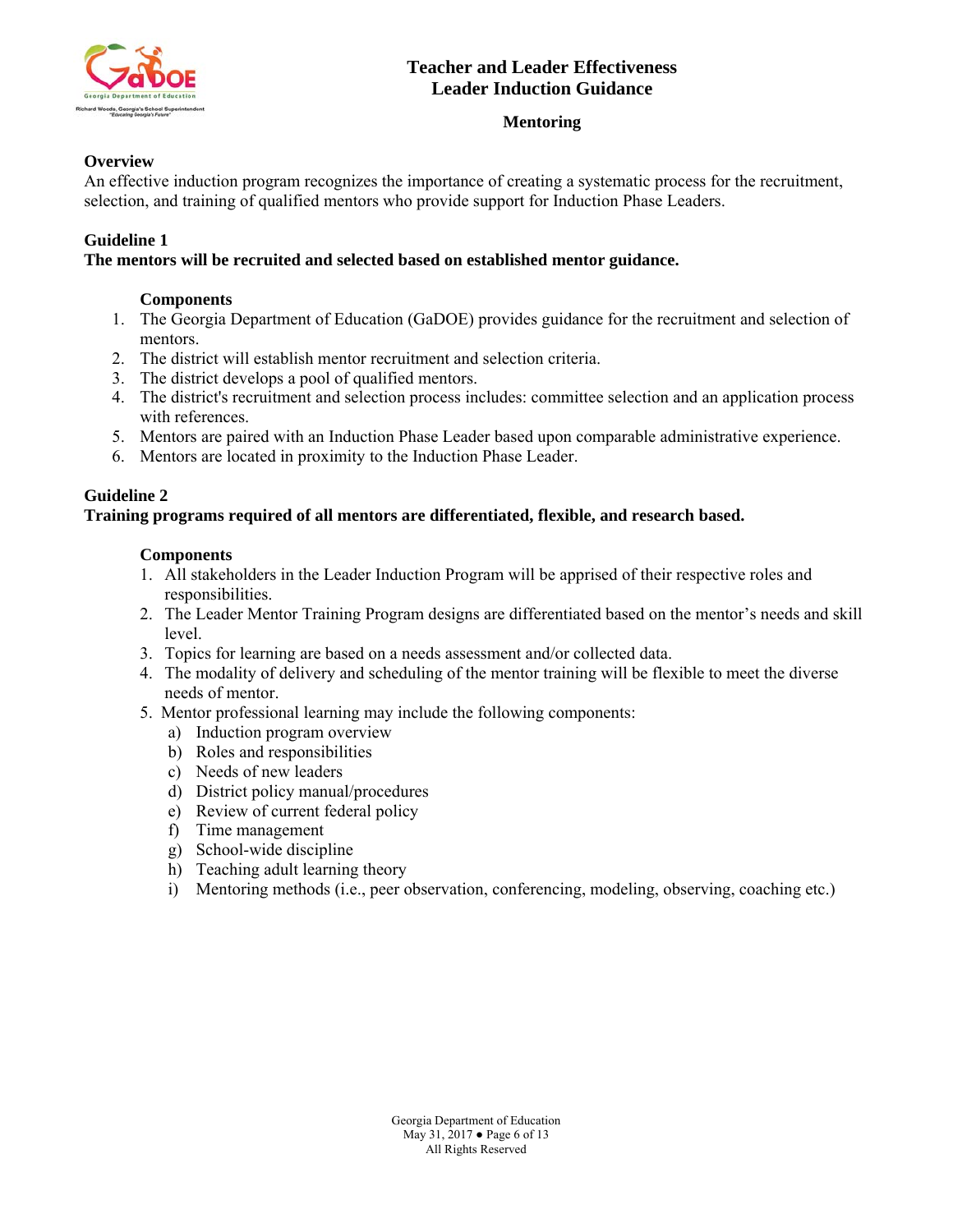# Teacher and Leader Effectiveness
# Leader Induction Guidance

## Mentoring

**Overview**

An effective induction program recognizes the importance of creating a systematic process for the recruitment, selection, and training of qualified mentors who provide support for Induction Phase Leaders.

**Guideline 1**

**The mentors will be recruited and selected based on established mentor guidance.**

**Components**

1. The Georgia Department of Education (GaDOE) provides guidance for the recruitment and selection of mentors.
2. The district will establish mentor recruitment and selection criteria.
3. The district develops a pool of qualified mentors.
4. The district's recruitment and selection process includes: committee selection and an application process with references.
5. Mentors are paired with an Induction Phase Leader based upon comparable administrative experience.
6. Mentors are located in proximity to the Induction Phase Leader.

**Guideline 2**

**Training programs required of all mentors are differentiated, flexible, and research based.**

**Components**

1. All stakeholders in the Leader Induction Program will be apprised of their respective roles and responsibilities.
2. The Leader Mentor Training Program designs are differentiated based on the mentor's needs and skill level.
3. Topics for learning are based on a needs assessment and/or collected data.
4. The modality of delivery and scheduling of the mentor training will be flexible to meet the diverse needs of mentor.
5. Mentor professional learning may include the following components:
   a) Induction program overview
   b) Roles and responsibilities
   c) Needs of new leaders
   d) District policy manual/procedures
   e) Review of current federal policy
   f) Time management
   g) School-wide discipline
   h) Teaching adult learning theory
   i) Mentoring methods (i.e., peer observation, conferencing, modeling, observing, coaching etc.)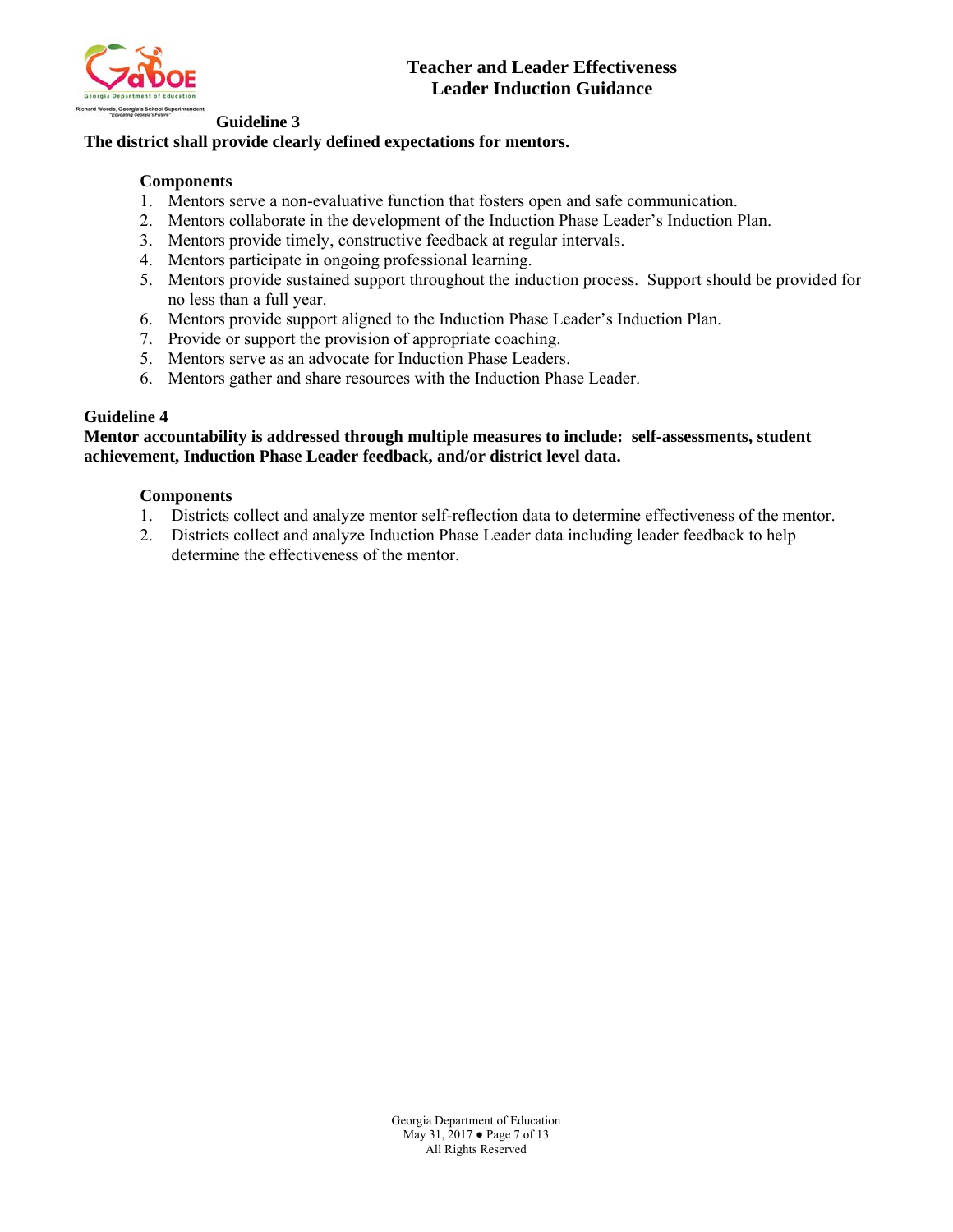**Guideline 3**

**The district shall provide clearly defined expectations for mentors.**

**Components**

1. Mentors serve a non-evaluative function that fosters open and safe communication.
2. Mentors collaborate in the development of the Induction Phase Leader's Induction Plan.
3. Mentors provide timely, constructive feedback at regular intervals.
4. Mentors participate in ongoing professional learning.
5. Mentors provide sustained support throughout the induction process. Support should be provided for no less than a full year.
6. Mentors provide support aligned to the Induction Phase Leader's Induction Plan.
7. Provide or support the provision of appropriate coaching.

5. Mentors serve as an advocate for Induction Phase Leaders.
6. Mentors gather and share resources with the Induction Phase Leader.

**Guideline 4**

**Mentor accountability is addressed through multiple measures to include: self-assessments, student achievement, Induction Phase Leader feedback, and/or district level data.**

**Components**

1. Districts collect and analyze mentor self-reflection data to determine effectiveness of the mentor.
2. Districts collect and analyze Induction Phase Leader data including leader feedback to help determine the effectiveness of the mentor.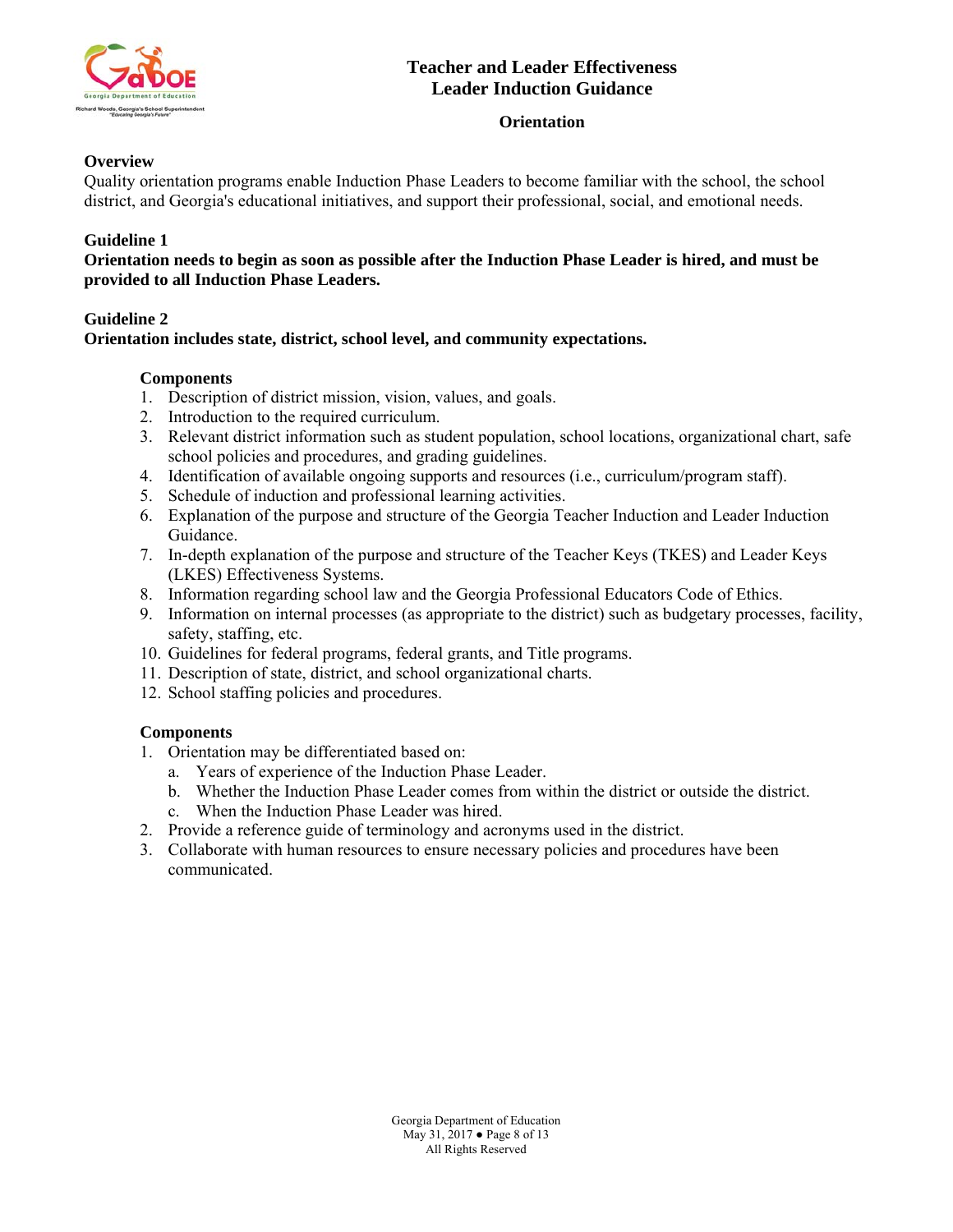# Teacher and Leader Effectiveness
# Leader Induction Guidance

## Orientation

### Overview

Quality orientation programs enable Induction Phase Leaders to become familiar with the school, the school district, and Georgia's educational initiatives, and support their professional, social, and emotional needs.

### Guideline 1

**Orientation needs to begin as soon as possible after the Induction Phase Leader is hired, and must be provided to all Induction Phase Leaders.**

### Guideline 2

**Orientation includes state, district, school level, and community expectations.**

#### Components

1. Description of district mission, vision, values, and goals.
2. Introduction to the required curriculum.
3. Relevant district information such as student population, school locations, organizational chart, safe school policies and procedures, and grading guidelines.
4. Identification of available ongoing supports and resources (i.e., curriculum/program staff).
5. Schedule of induction and professional learning activities.
6. Explanation of the purpose and structure of the Georgia Teacher Induction and Leader Induction Guidance.
7. In-depth explanation of the purpose and structure of the Teacher Keys (TKES) and Leader Keys (LKES) Effectiveness Systems.
8. Information regarding school law and the Georgia Professional Educators Code of Ethics.
9. Information on internal processes (as appropriate to the district) such as budgetary processes, facility, safety, staffing, etc.
10. Guidelines for federal programs, federal grants, and Title programs.
11. Description of state, district, and school organizational charts.
12. School staffing policies and procedures.

#### Components

1. Orientation may be differentiated based on:
   a. Years of experience of the Induction Phase Leader.
   b. Whether the Induction Phase Leader comes from within the district or outside the district.
   c. When the Induction Phase Leader was hired.
2. Provide a reference guide of terminology and acronyms used in the district.
3. Collaborate with human resources to ensure necessary policies and procedures have been communicated.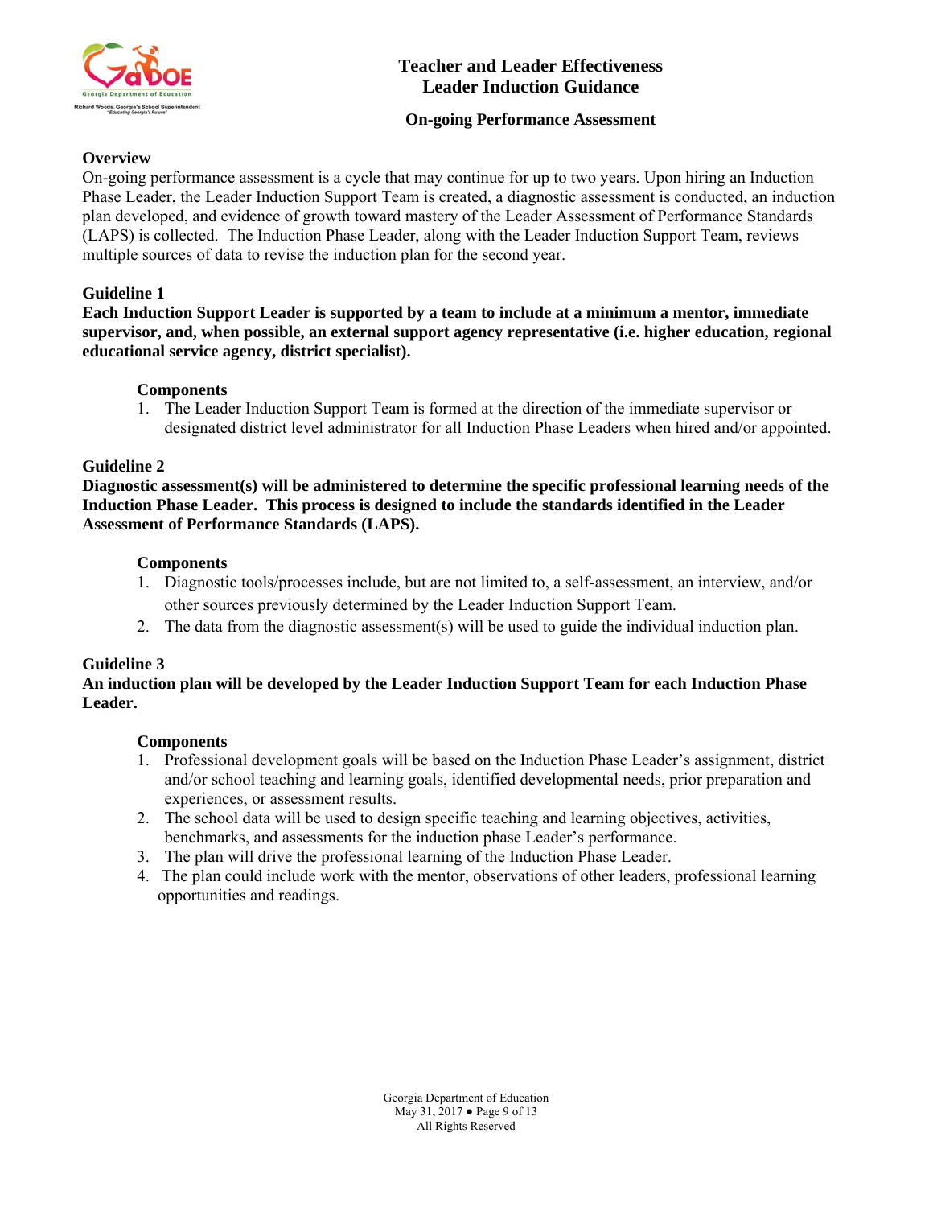# Teacher and Leader Effectiveness
# Leader Induction Guidance

## On-going Performance Assessment

### Overview

On-going performance assessment is a cycle that may continue for up to two years. Upon hiring an Induction Phase Leader, the Leader Induction Support Team is created, a diagnostic assessment is conducted, an induction plan developed, and evidence of growth toward mastery of the Leader Assessment of Performance Standards (LAPS) is collected. The Induction Phase Leader, along with the Leader Induction Support Team, reviews multiple sources of data to revise the induction plan for the second year.

### Guideline 1

**Each Induction Support Leader is supported by a team to include at a minimum a mentor, immediate supervisor, and, when possible, an external support agency representative (i.e. higher education, regional educational service agency, district specialist).**

#### Components

1. The Leader Induction Support Team is formed at the direction of the immediate supervisor or designated district level administrator for all Induction Phase Leaders when hired and/or appointed.

### Guideline 2

**Diagnostic assessment(s) will be administered to determine the specific professional learning needs of the Induction Phase Leader. This process is designed to include the standards identified in the Leader Assessment of Performance Standards (LAPS).**

#### Components

1. Diagnostic tools/processes include, but are not limited to, a self-assessment, an interview, and/or other sources previously determined by the Leader Induction Support Team.
2. The data from the diagnostic assessment(s) will be used to guide the individual induction plan.

### Guideline 3

**An induction plan will be developed by the Leader Induction Support Team for each Induction Phase Leader.**

#### Components

1. Professional development goals will be based on the Induction Phase Leader's assignment, district and/or school teaching and learning goals, identified developmental needs, prior preparation and experiences, or assessment results.
2. The school data will be used to design specific teaching and learning objectives, activities, benchmarks, and assessments for the induction phase Leader's performance.
3. The plan will drive the professional learning of the Induction Phase Leader.
4. The plan could include work with the mentor, observations of other leaders, professional learning opportunities and readings.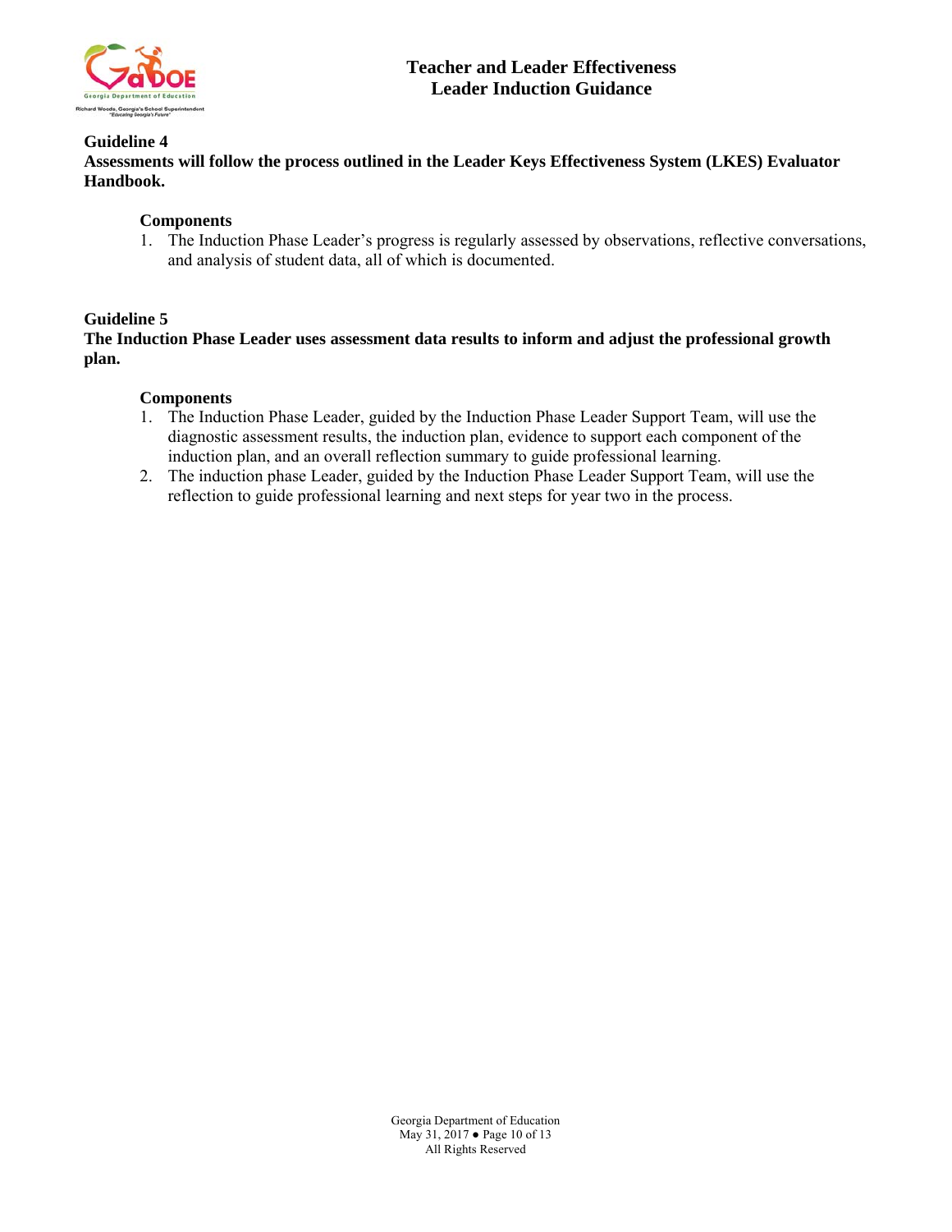### Guideline 4

**Assessments will follow the process outlined in the Leader Keys Effectiveness System (LKES) Evaluator Handbook.**

**Components**

1. The Induction Phase Leader's progress is regularly assessed by observations, reflective conversations, and analysis of student data, all of which is documented.

### Guideline 5

**The Induction Phase Leader uses assessment data results to inform and adjust the professional growth plan.**

**Components**

1. The Induction Phase Leader, guided by the Induction Phase Leader Support Team, will use the diagnostic assessment results, the induction plan, evidence to support each component of the induction plan, and an overall reflection summary to guide professional learning.
2. The induction phase Leader, guided by the Induction Phase Leader Support Team, will use the reflection to guide professional learning and next steps for year two in the process.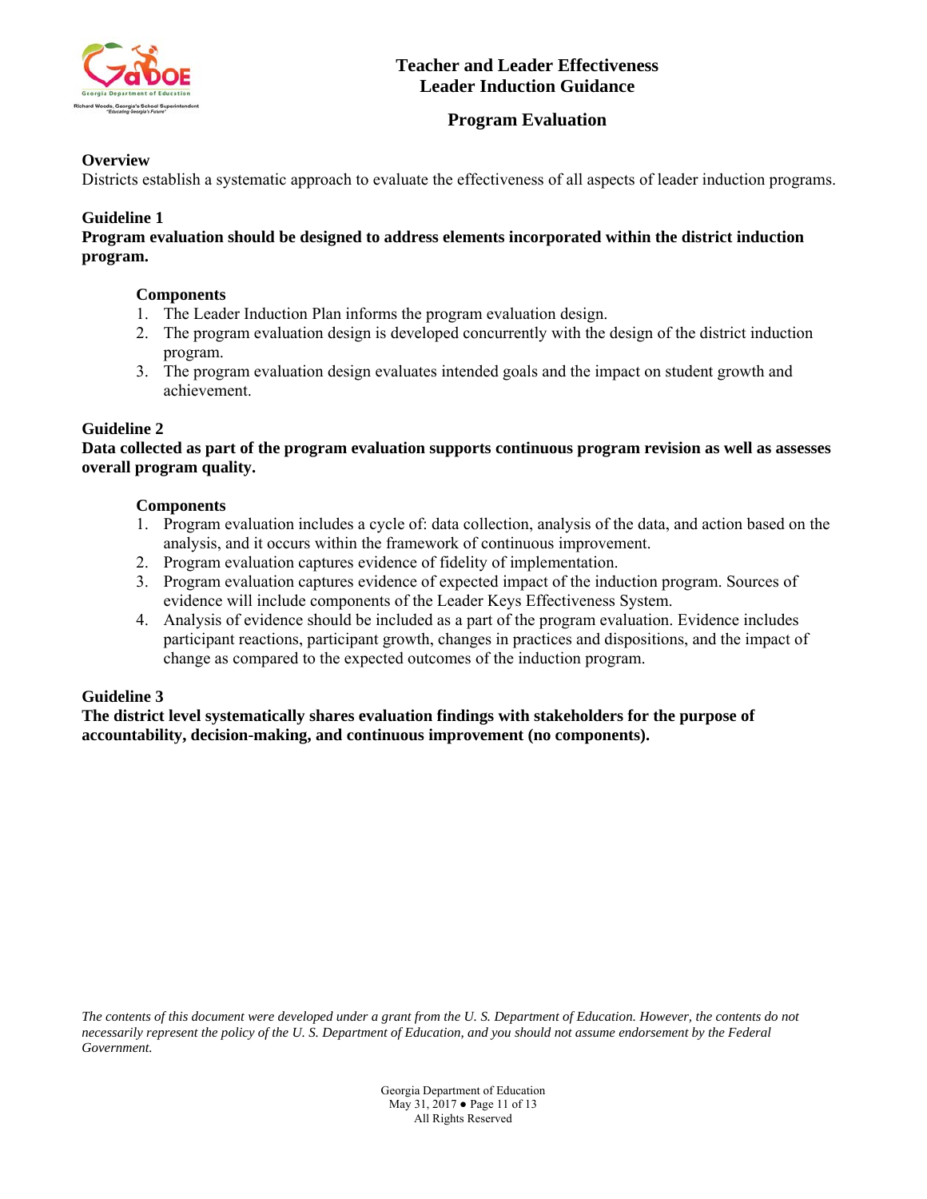# Teacher and Leader Effectiveness
# Leader Induction Guidance

## Program Evaluation

**Overview**

Districts establish a systematic approach to evaluate the effectiveness of all aspects of leader induction programs.

**Guideline 1**

**Program evaluation should be designed to address elements incorporated within the district induction program.**

**Components**

1. The Leader Induction Plan informs the program evaluation design.
2. The program evaluation design is developed concurrently with the design of the district induction program.
3. The program evaluation design evaluates intended goals and the impact on student growth and achievement.

**Guideline 2**

**Data collected as part of the program evaluation supports continuous program revision as well as assesses overall program quality.**

**Components**

1. Program evaluation includes a cycle of: data collection, analysis of the data, and action based on the analysis, and it occurs within the framework of continuous improvement.
2. Program evaluation captures evidence of fidelity of implementation.
3. Program evaluation captures evidence of expected impact of the induction program. Sources of evidence will include components of the Leader Keys Effectiveness System.
4. Analysis of evidence should be included as a part of the program evaluation. Evidence includes participant reactions, participant growth, changes in practices and dispositions, and the impact of change as compared to the expected outcomes of the induction program.

**Guideline 3**

**The district level systematically shares evaluation findings with stakeholders for the purpose of accountability, decision-making, and continuous improvement (no components).**

*The contents of this document were developed under a grant from the U. S. Department of Education. However, the contents do not necessarily represent the policy of the U. S. Department of Education, and you should not assume endorsement by the Federal Government.*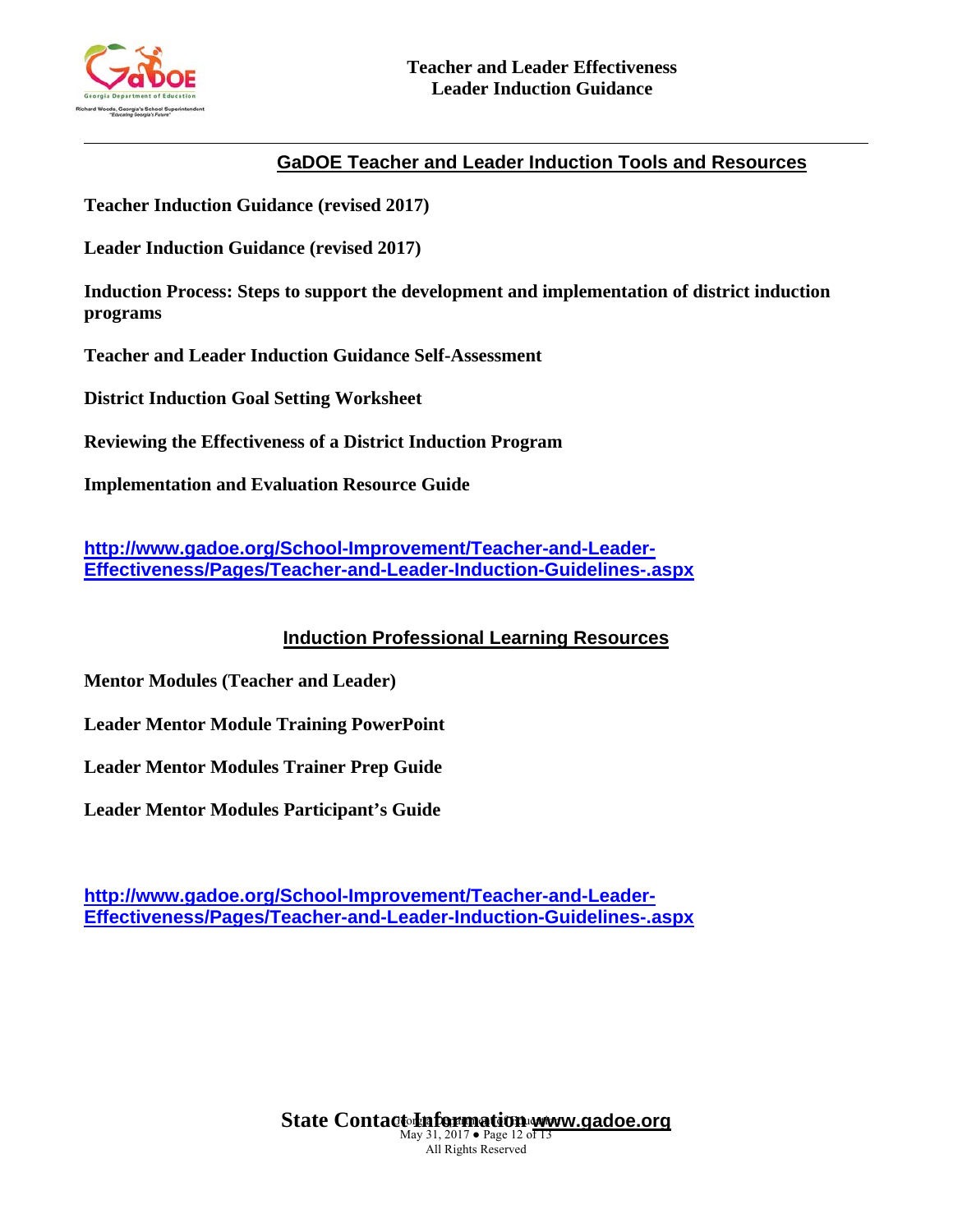## GaDOE Teacher and Leader Induction Tools and Resources

**Teacher Induction Guidance (revised 2017)**

**Leader Induction Guidance (revised 2017)**

**Induction Process: Steps to support the development and implementation of district induction programs**

**Teacher and Leader Induction Guidance Self-Assessment**

**District Induction Goal Setting Worksheet**

**Reviewing the Effectiveness of a District Induction Program**

**Implementation and Evaluation Resource Guide**

http://www.gadoe.org/School-Improvement/Teacher-and-Leader-Effectiveness/Pages/Teacher-and-Leader-Induction-Guidelines-.aspx

## Induction Professional Learning Resources

**Mentor Modules (Teacher and Leader)**

**Leader Mentor Module Training PowerPoint**

**Leader Mentor Modules Trainer Prep Guide**

**Leader Mentor Modules Participant's Guide**

http://www.gadoe.org/School-Improvement/Teacher-and-Leader-Effectiveness/Pages/Teacher-and-Leader-Induction-Guidelines-.aspx

**State Contact Information www.gadoe.org**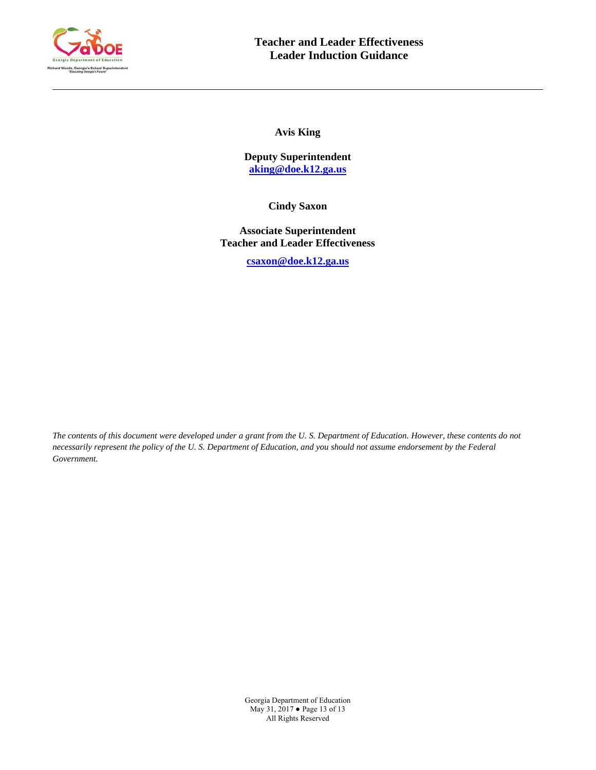**Avis King**

**Deputy Superintendent**
**[aking@doe.k12.ga.us](mailto:aking@doe.k12.ga.us)**

**Cindy Saxon**

**Associate Superintendent**
**Teacher and Leader Effectiveness**

**[csaxon@doe.k12.ga.us](mailto:csaxon@doe.k12.ga.us)**

*The contents of this document were developed under a grant from the U. S. Department of Education. However, these contents do not necessarily represent the policy of the U. S. Department of Education, and you should not assume endorsement by the Federal Government.*